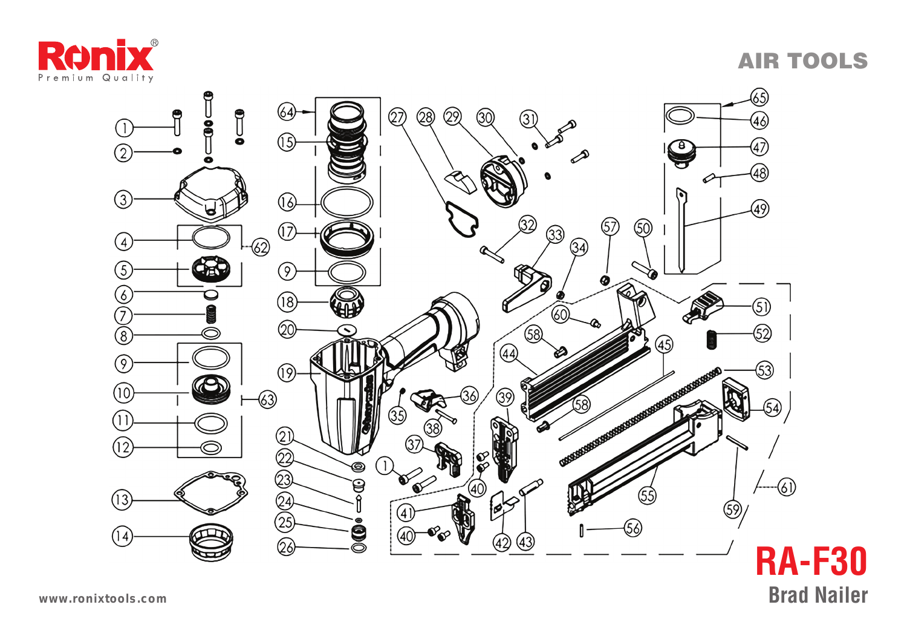# Ronix

Premium Quality

## AIR TOOLS

# RA-F30

## Brad Nailer

www.ronixtools.com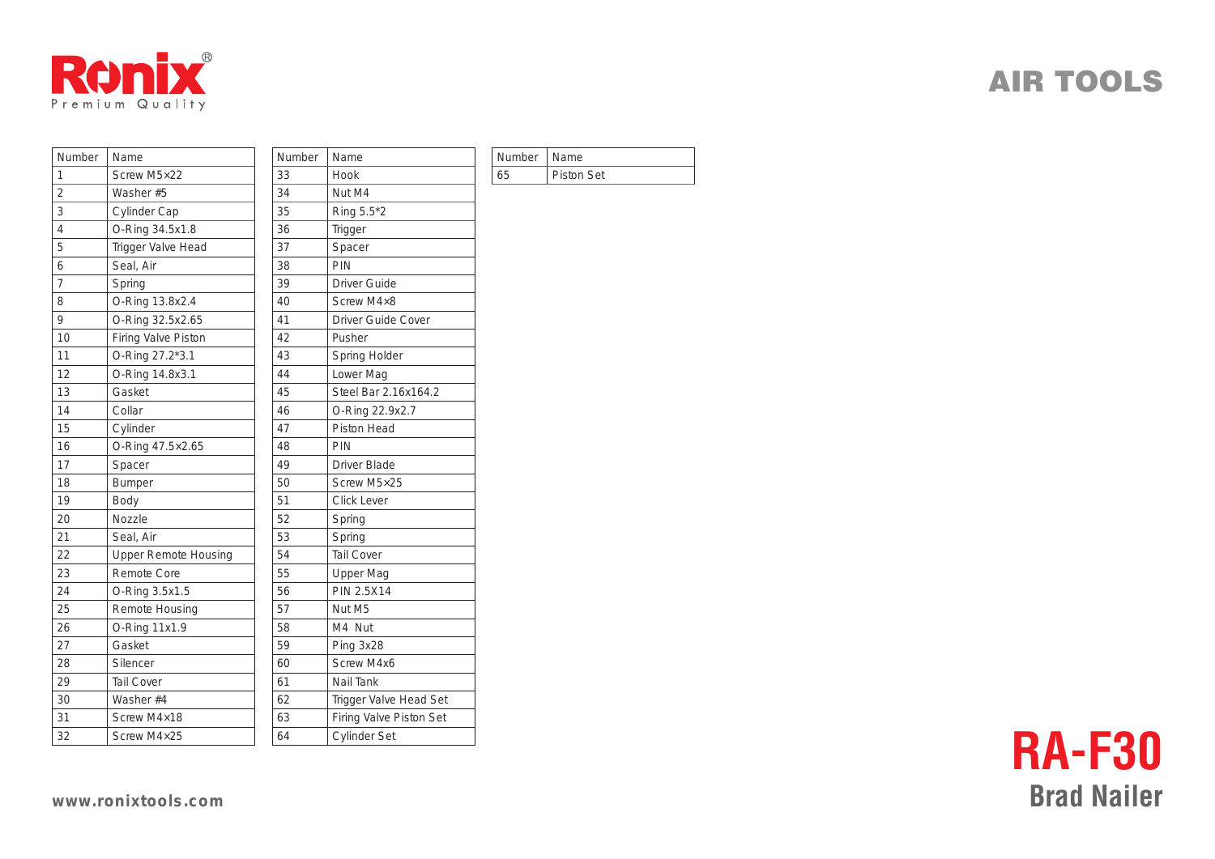Ronix®
Premium Quality

# AIR TOOLS

| Number | Name |
|---|---|
| 1 | Screw M5×22 |
| 2 | Washer #5 |
| 3 | Cylinder Cap |
| 4 | O-Ring 34.5x1.8 |
| 5 | Trigger Valve Head |
| 6 | Seal, Air |
| 7 | Spring |
| 8 | O-Ring 13.8x2.4 |
| 9 | O-Ring 32.5x2.65 |
| 10 | Firing Valve Piston |
| 11 | O-Ring 27.2*3.1 |
| 12 | O-Ring 14.8x3.1 |
| 13 | Gasket |
| 14 | Collar |
| 15 | Cylinder |
| 16 | O-Ring 47.5×2.65 |
| 17 | Spacer |
| 18 | Bumper |
| 19 | Body |
| 20 | Nozzle |
| 21 | Seal, Air |
| 22 | Upper Remote Housing |
| 23 | Remote Core |
| 24 | O-Ring 3.5x1.5 |
| 25 | Remote Housing |
| 26 | O-Ring 11x1.9 |
| 27 | Gasket |
| 28 | Silencer |
| 29 | Tail Cover |
| 30 | Washer #4 |
| 31 | Screw M4×18 |
| 32 | Screw M4×25 |
| 33 | Hook |
| 34 | Nut M4 |
| 35 | Ring 5.5*2 |
| 36 | Trigger |
| 37 | Spacer |
| 38 | PIN |
| 39 | Driver Guide |
| 40 | Screw M4×8 |
| 41 | Driver Guide Cover |
| 42 | Pusher |
| 43 | Spring Holder |
| 44 | Lower Mag |
| 45 | Steel Bar 2.16x164.2 |
| 46 | O-Ring 22.9x2.7 |
| 47 | Piston Head |
| 48 | PIN |
| 49 | Driver Blade |
| 50 | Screw M5×25 |
| 51 | Click Lever |
| 52 | Spring |
| 53 | Spring |
| 54 | Tail Cover |
| 55 | Upper Mag |
| 56 | PIN 2.5X14 |
| 57 | Nut M5 |
| 58 | M4 Nut |
| 59 | Ping 3x28 |
| 60 | Screw M4x6 |
| 61 | Nail Tank |
| 62 | Trigger Valve Head Set |
| 63 | Firing Valve Piston Set |
| 64 | Cylinder Set |
| 65 | Piston Set |

www.ronixtools.com

# RA-F30
## Brad Nailer